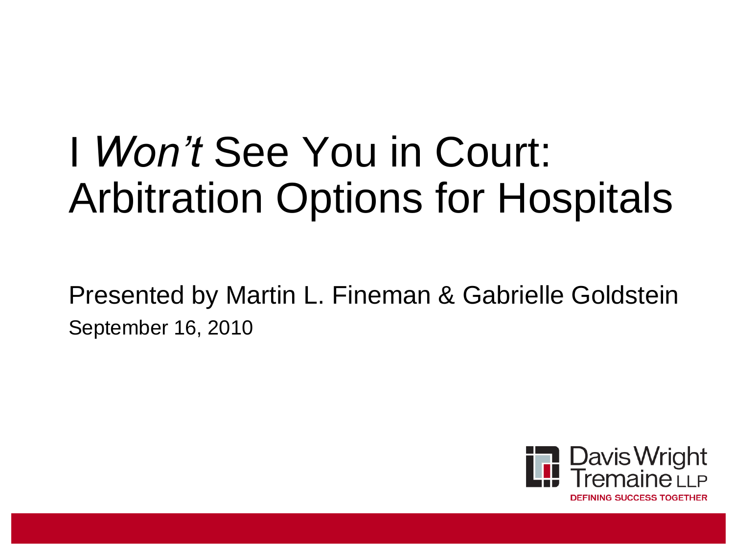# I *Won't* See You in Court: Arbitration Options for Hospitals

Presented by Martin L. Fineman & Gabrielle Goldstein

September 16, 2010

Davis Wright Tremaine LLP

DEFINING SUCCESS TOGETHER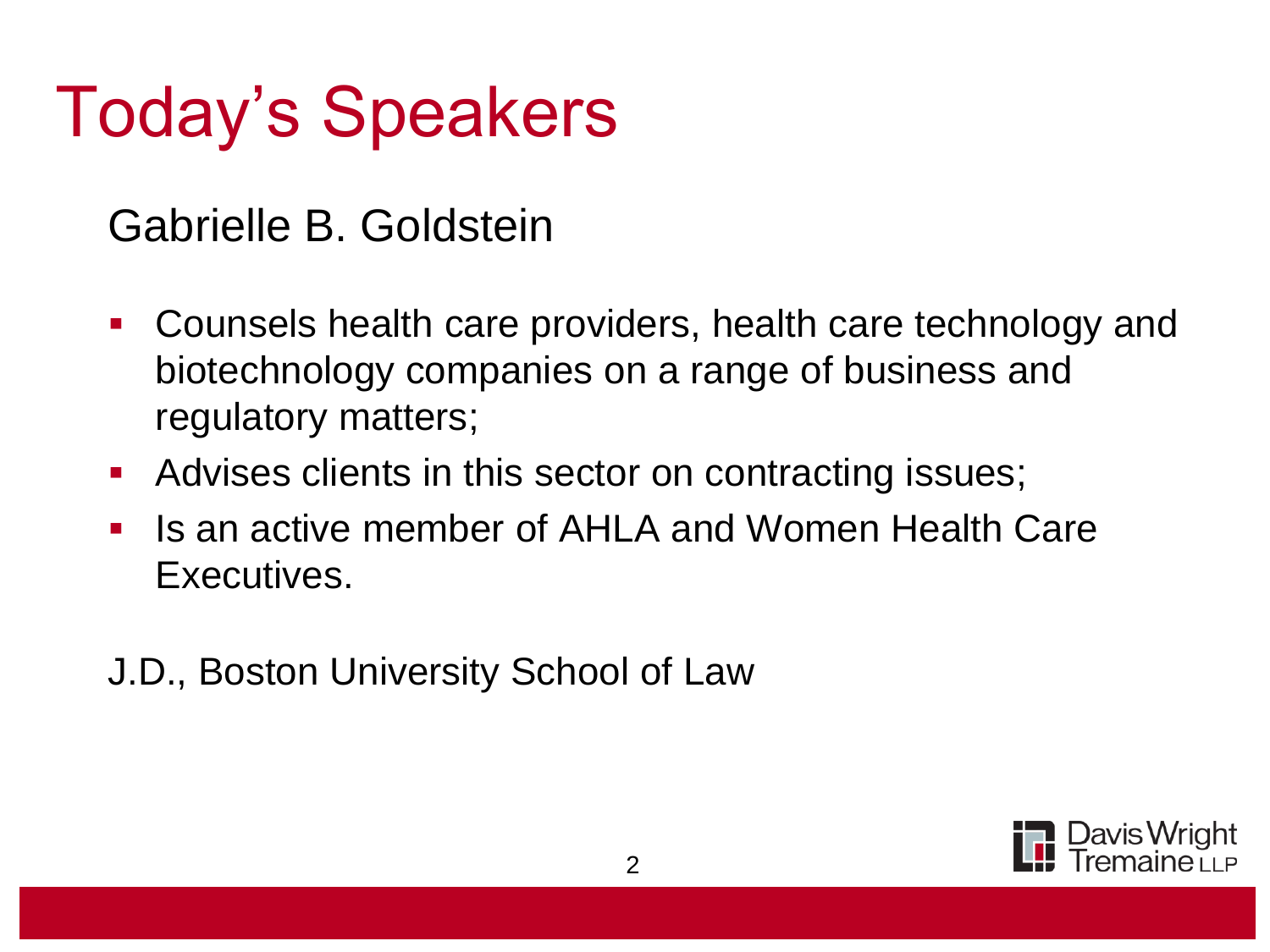# Today's Speakers

Gabrielle B. Goldstein

- Counsels health care providers, health care technology and biotechnology companies on a range of business and regulatory matters;
- Advises clients in this sector on contracting issues;
- Is an active member of AHLA and Women Health Care Executives.

J.D., Boston University School of Law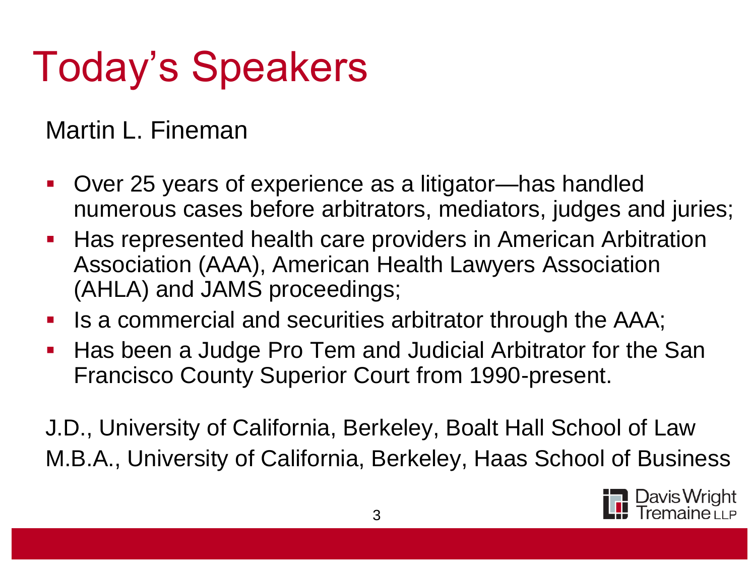# Today's Speakers

Martin L. Fineman

- Over 25 years of experience as a litigator—has handled numerous cases before arbitrators, mediators, judges and juries;
- Has represented health care providers in American Arbitration Association (AAA), American Health Lawyers Association (AHLA) and JAMS proceedings;
- Is a commercial and securities arbitrator through the AAA;
- Has been a Judge Pro Tem and Judicial Arbitrator for the San Francisco County Superior Court from 1990-present.

J.D., University of California, Berkeley, Boalt Hall School of Law
M.B.A., University of California, Berkeley, Haas School of Business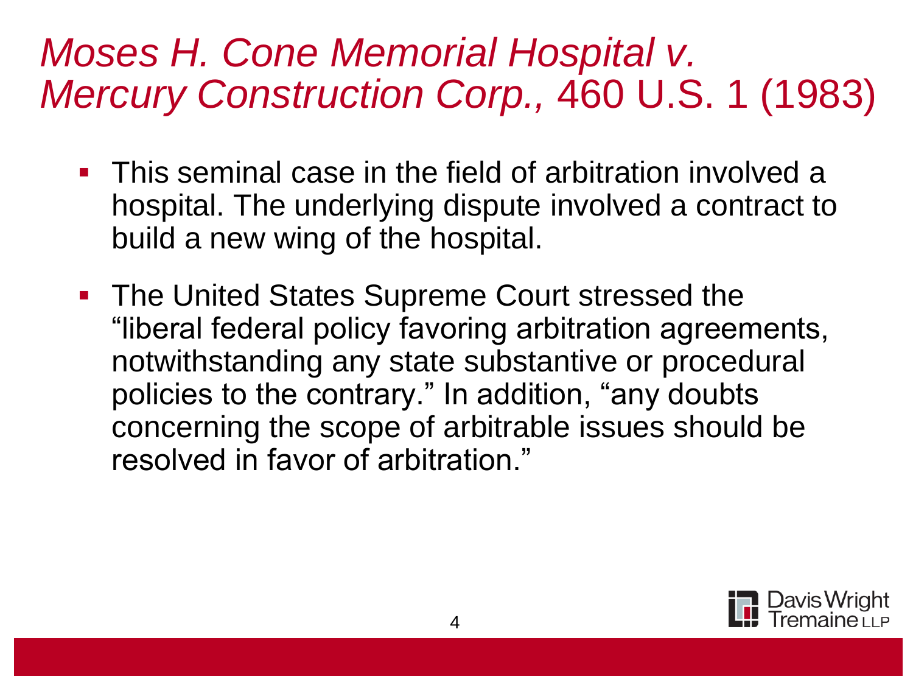# *Moses H. Cone Memorial Hospital v. Mercury Construction Corp.,* 460 U.S. 1 (1983)

- This seminal case in the field of arbitration involved a hospital. The underlying dispute involved a contract to build a new wing of the hospital.
- The United States Supreme Court stressed the "liberal federal policy favoring arbitration agreements, notwithstanding any state substantive or procedural policies to the contrary." In addition, "any doubts concerning the scope of arbitrable issues should be resolved in favor of arbitration."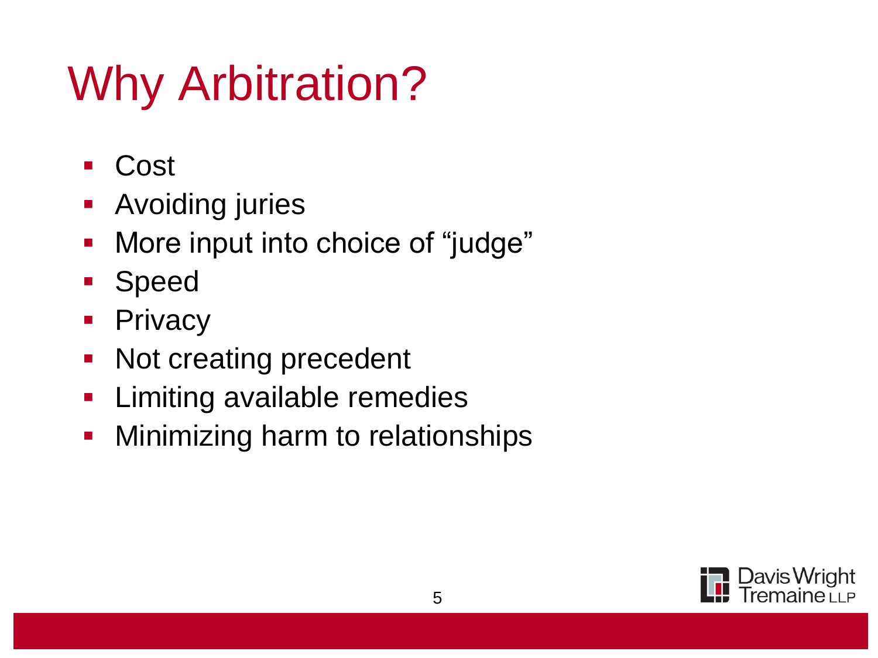# Why Arbitration?

- Cost
- Avoiding juries
- More input into choice of “judge”
- Speed
- Privacy
- Not creating precedent
- Limiting available remedies
- Minimizing harm to relationships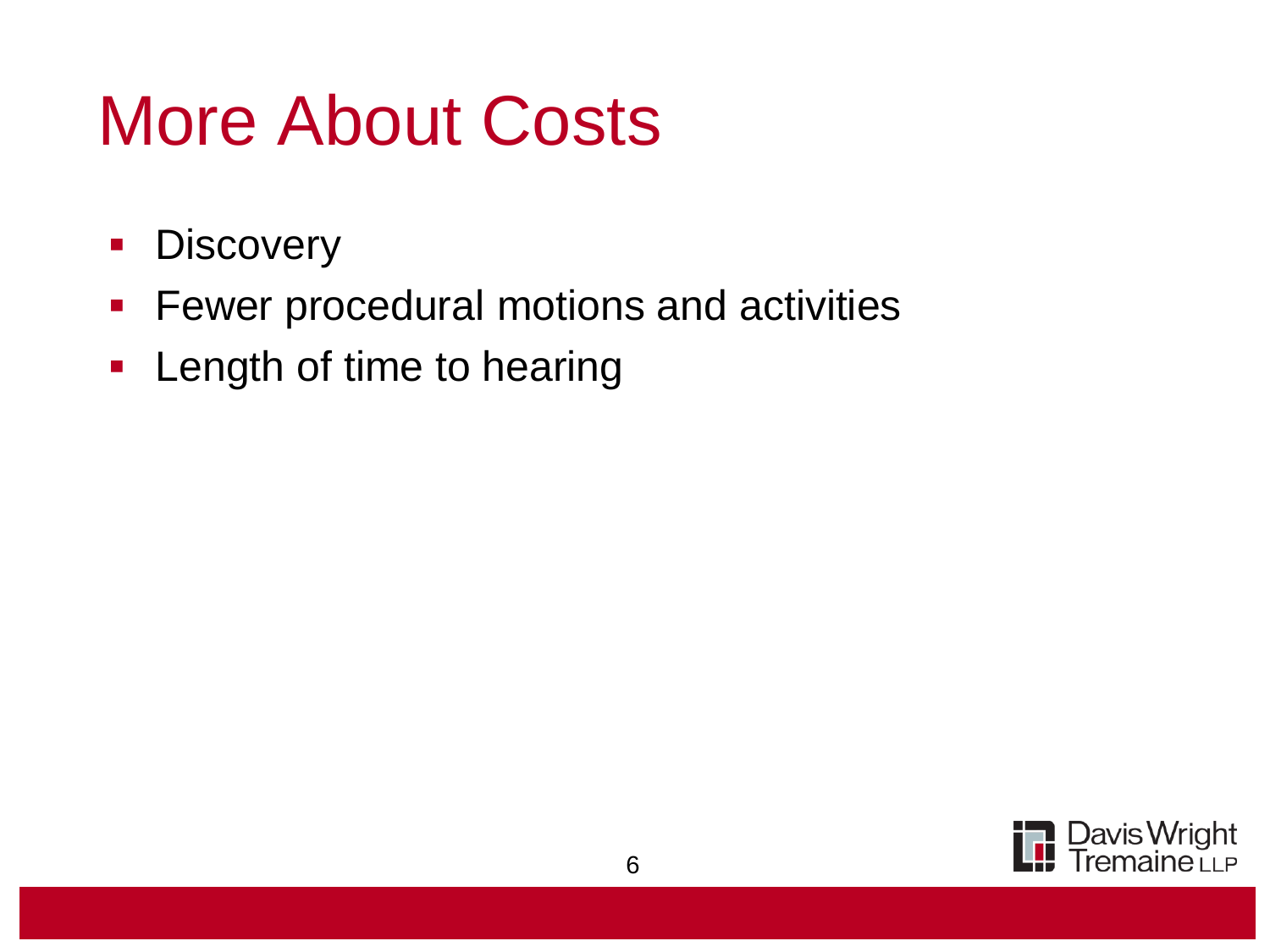# More About Costs

- Discovery
- Fewer procedural motions and activities
- Length of time to hearing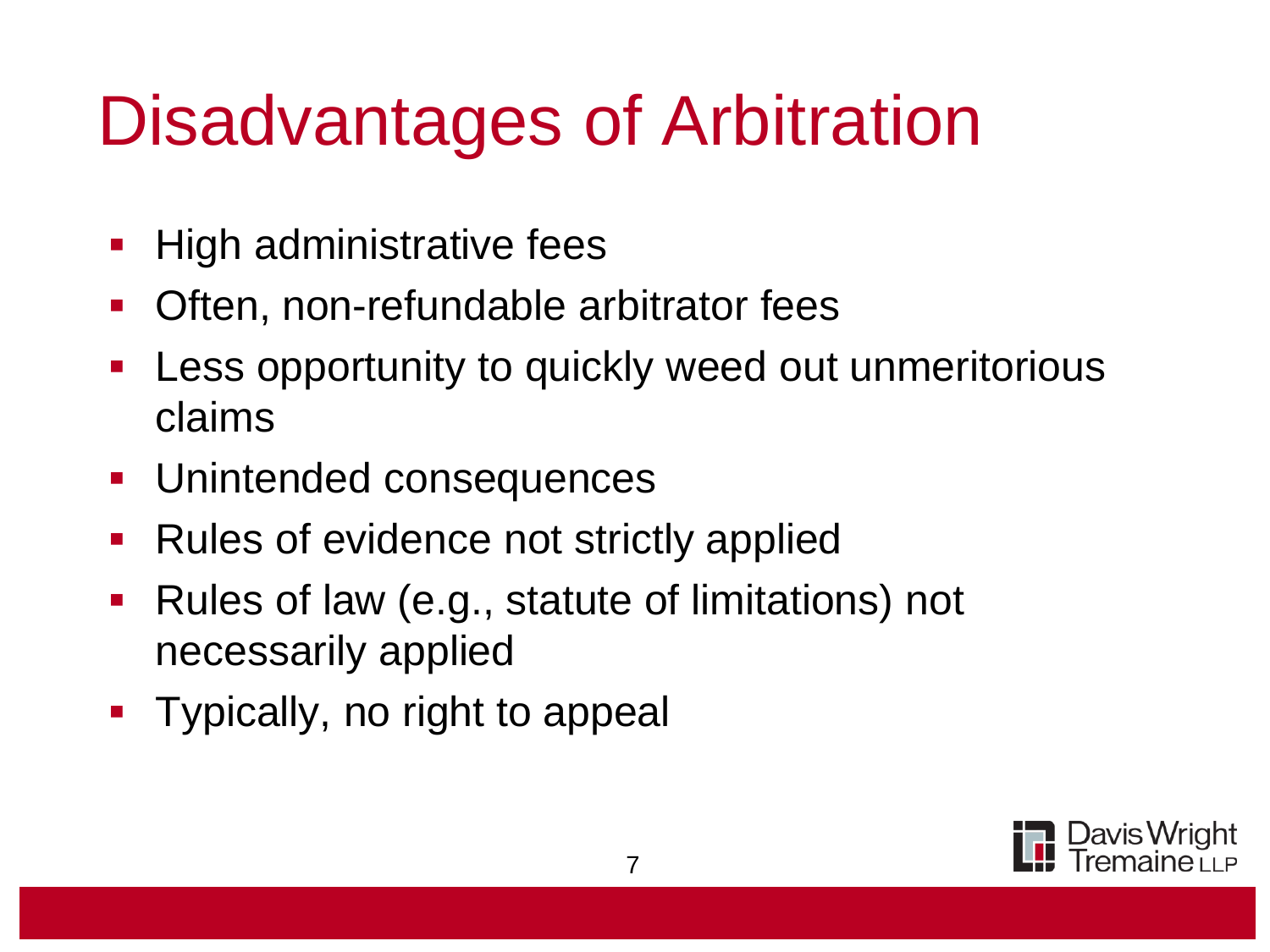# Disadvantages of Arbitration

- High administrative fees
- Often, non-refundable arbitrator fees
- Less opportunity to quickly weed out unmeritorious claims
- Unintended consequences
- Rules of evidence not strictly applied
- Rules of law (e.g., statute of limitations) not necessarily applied
- Typically, no right to appeal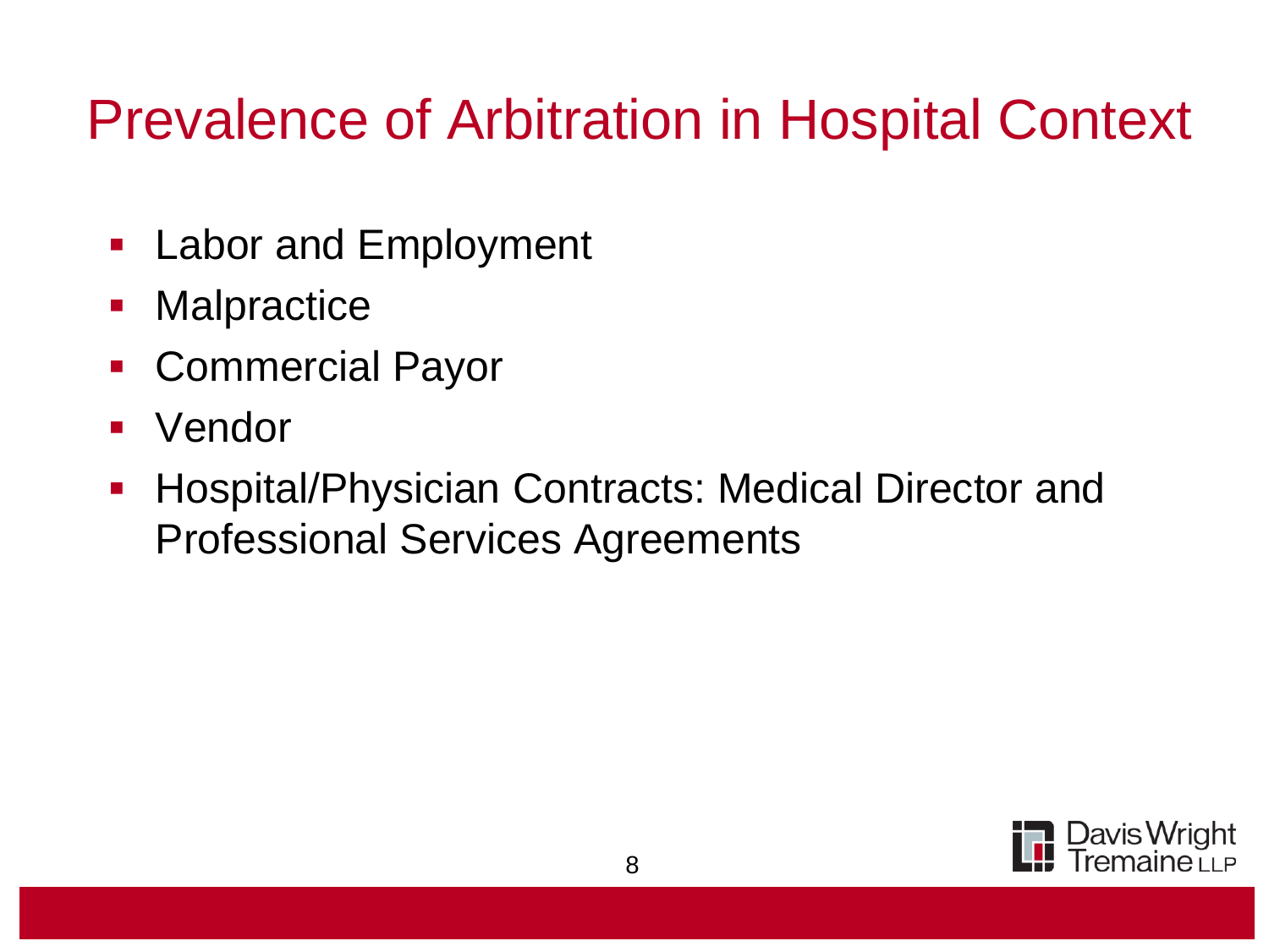# Prevalence of Arbitration in Hospital Context

- Labor and Employment
- Malpractice
- Commercial Payor
- Vendor
- Hospital/Physician Contracts: Medical Director and Professional Services Agreements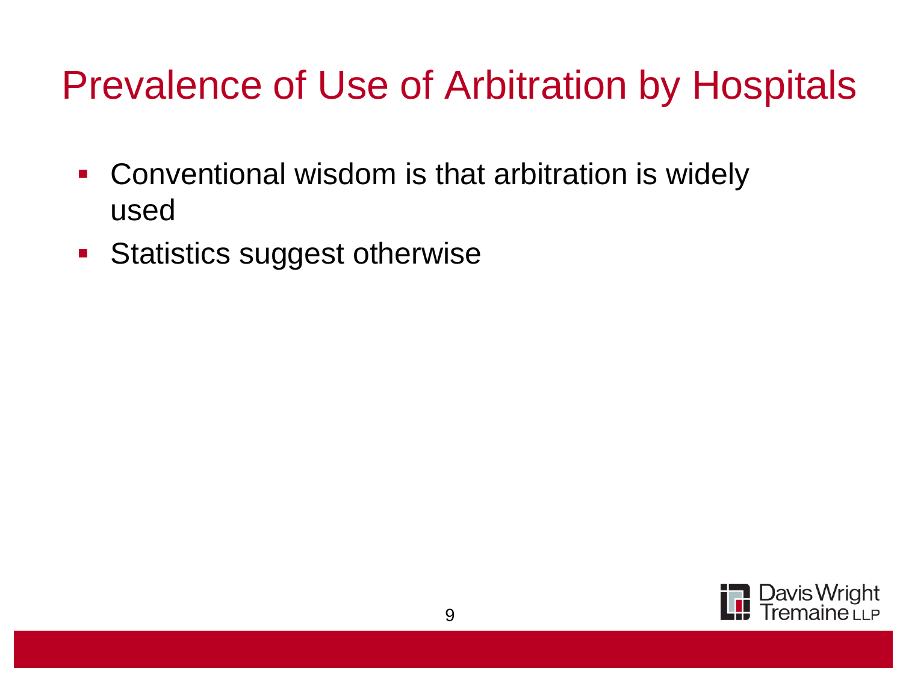# Prevalence of Use of Arbitration by Hospitals

- Conventional wisdom is that arbitration is widely used
- Statistics suggest otherwise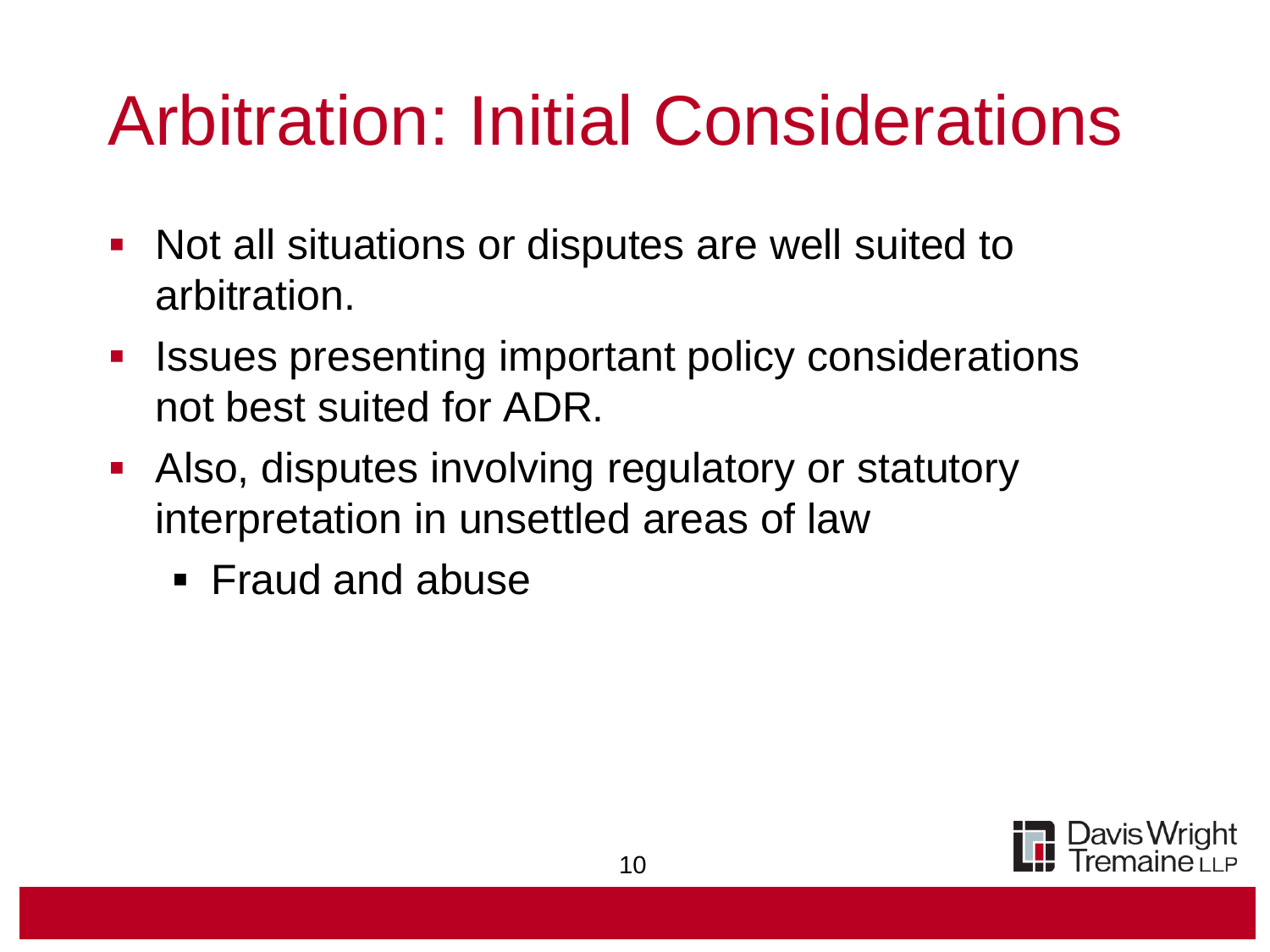# Arbitration: Initial Considerations

- Not all situations or disputes are well suited to arbitration.
- Issues presenting important policy considerations not best suited for ADR.
- Also, disputes involving regulatory or statutory interpretation in unsettled areas of law
  - Fraud and abuse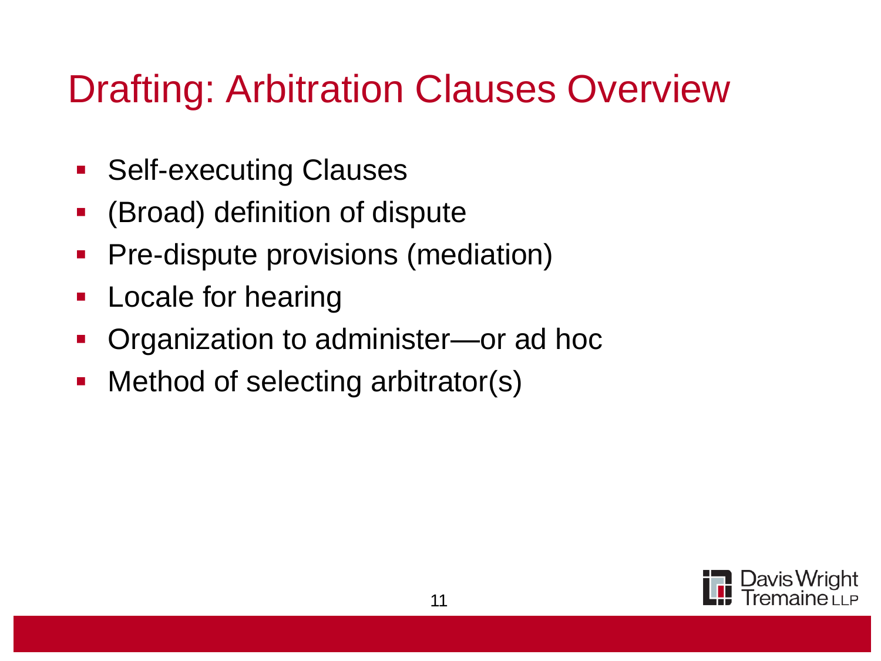# Drafting: Arbitration Clauses Overview

- Self-executing Clauses
- (Broad) definition of dispute
- Pre-dispute provisions (mediation)
- Locale for hearing
- Organization to administer—or ad hoc
- Method of selecting arbitrator(s)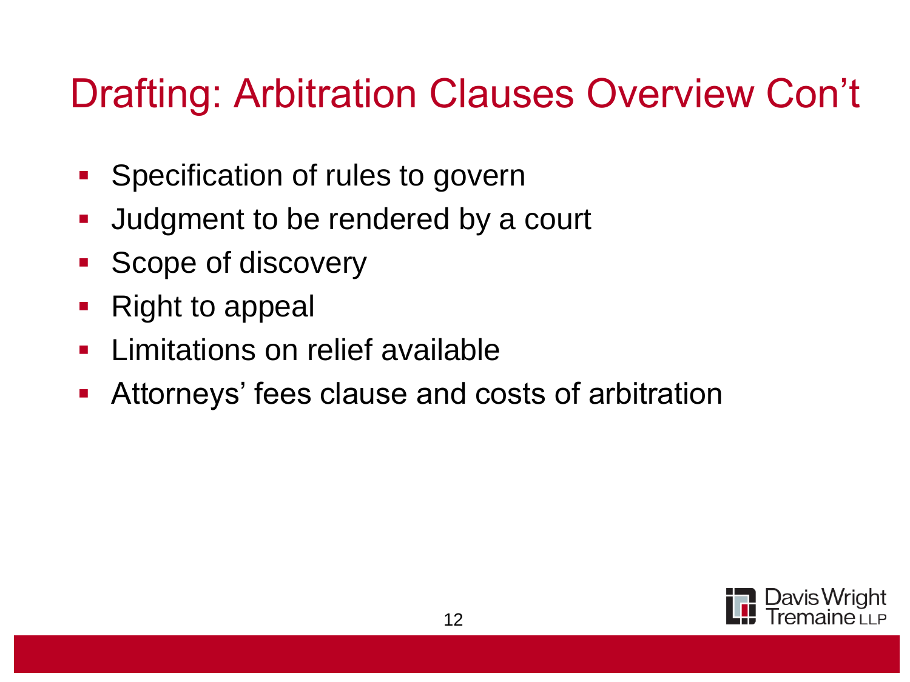# Drafting: Arbitration Clauses Overview Con't

- Specification of rules to govern
- Judgment to be rendered by a court
- Scope of discovery
- Right to appeal
- Limitations on relief available
- Attorneys' fees clause and costs of arbitration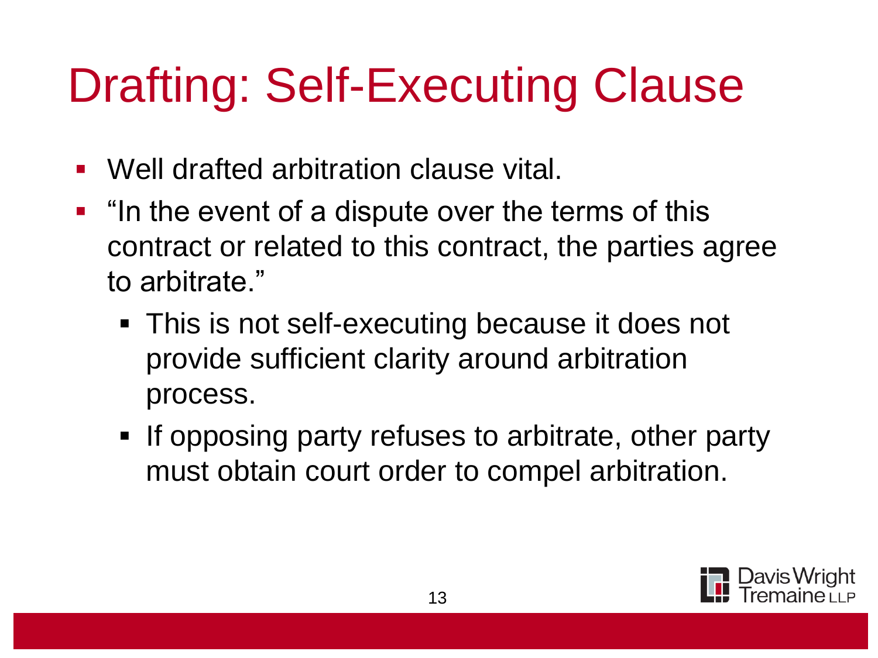# Drafting: Self-Executing Clause

- Well drafted arbitration clause vital.
- "In the event of a dispute over the terms of this contract or related to this contract, the parties agree to arbitrate."
  - This is not self-executing because it does not provide sufficient clarity around arbitration process.
  - If opposing party refuses to arbitrate, other party must obtain court order to compel arbitration.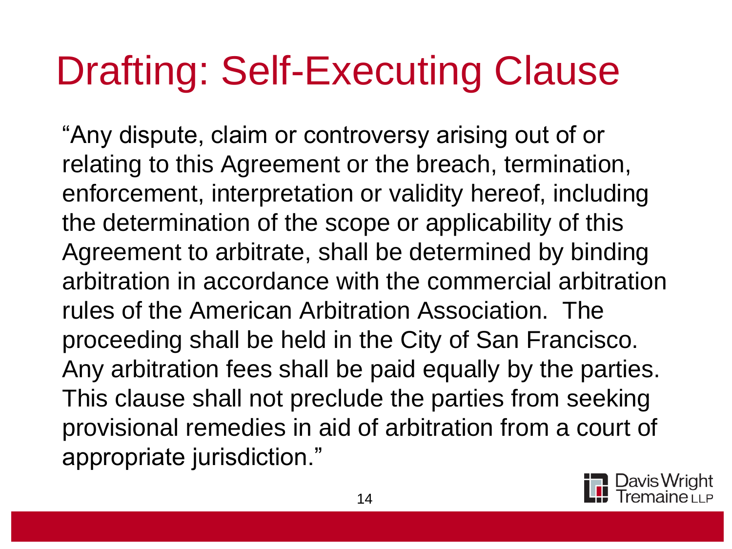# Drafting: Self-Executing Clause

"Any dispute, claim or controversy arising out of or relating to this Agreement or the breach, termination, enforcement, interpretation or validity hereof, including the determination of the scope or applicability of this Agreement to arbitrate, shall be determined by binding arbitration in accordance with the commercial arbitration rules of the American Arbitration Association. The proceeding shall be held in the City of San Francisco. Any arbitration fees shall be paid equally by the parties. This clause shall not preclude the parties from seeking provisional remedies in aid of arbitration from a court of appropriate jurisdiction."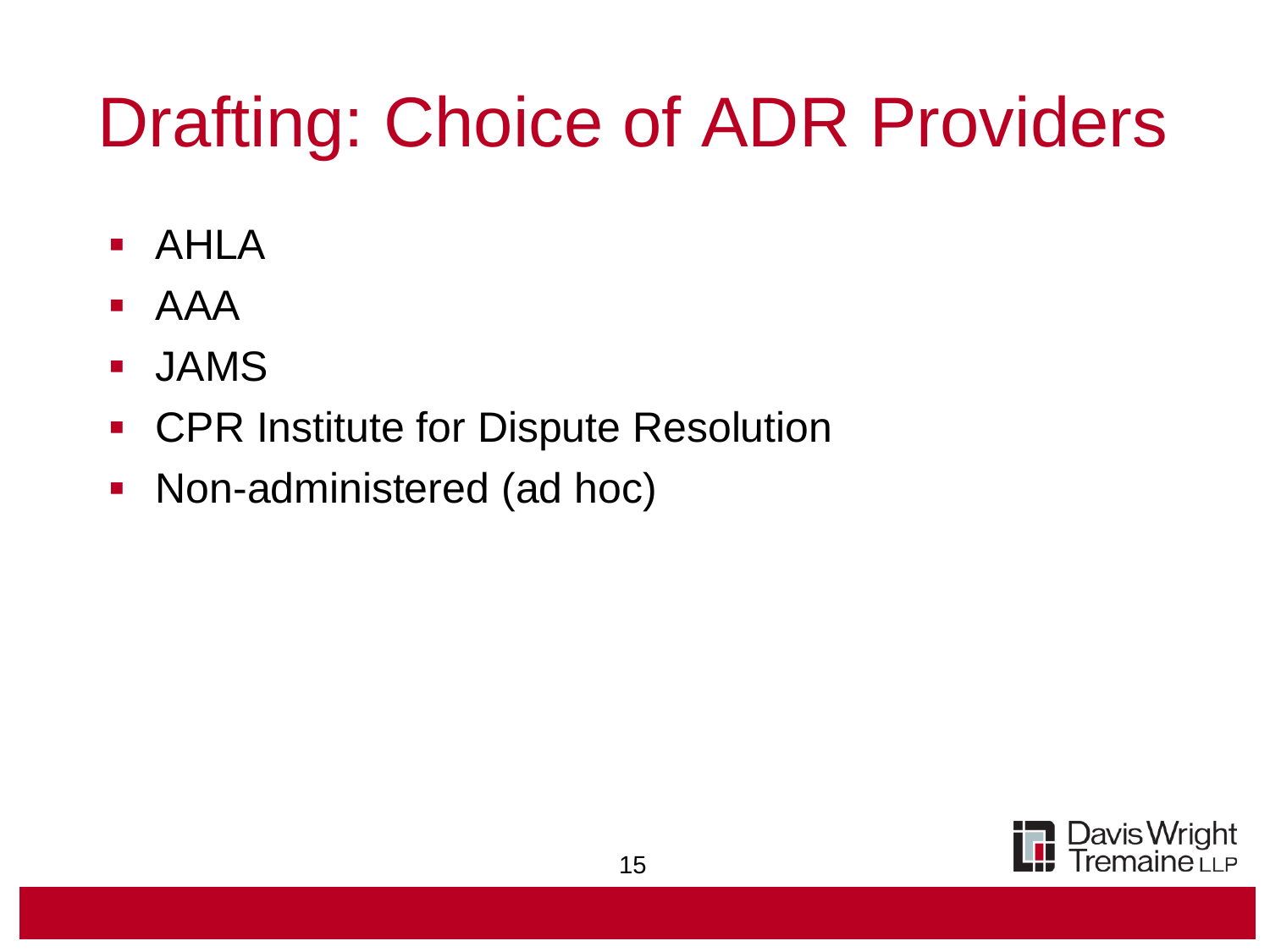# Drafting: Choice of ADR Providers

- AHLA
- AAA
- JAMS
- CPR Institute for Dispute Resolution
- Non-administered (ad hoc)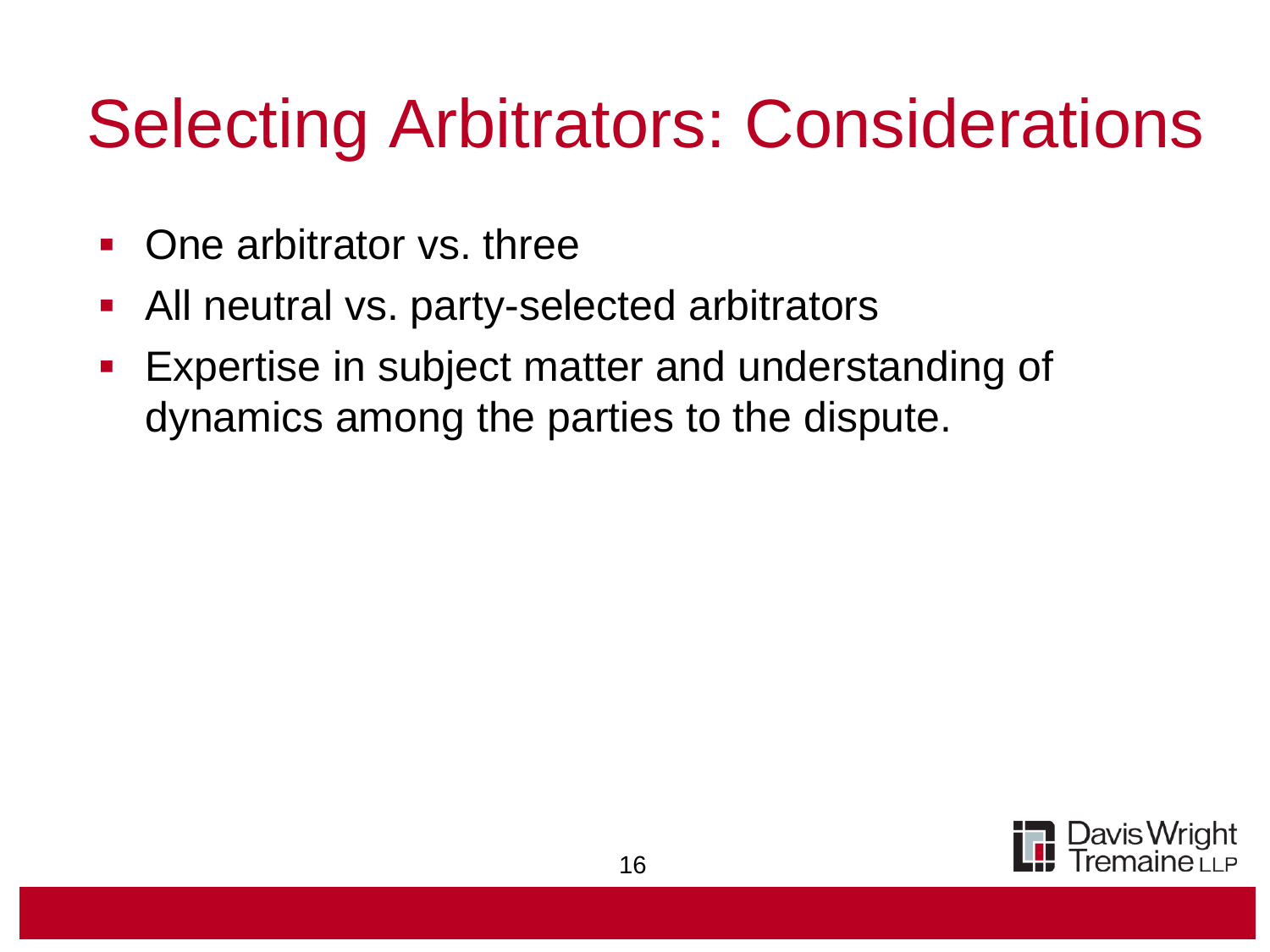# Selecting Arbitrators: Considerations

- One arbitrator vs. three
- All neutral vs. party-selected arbitrators
- Expertise in subject matter and understanding of dynamics among the parties to the dispute.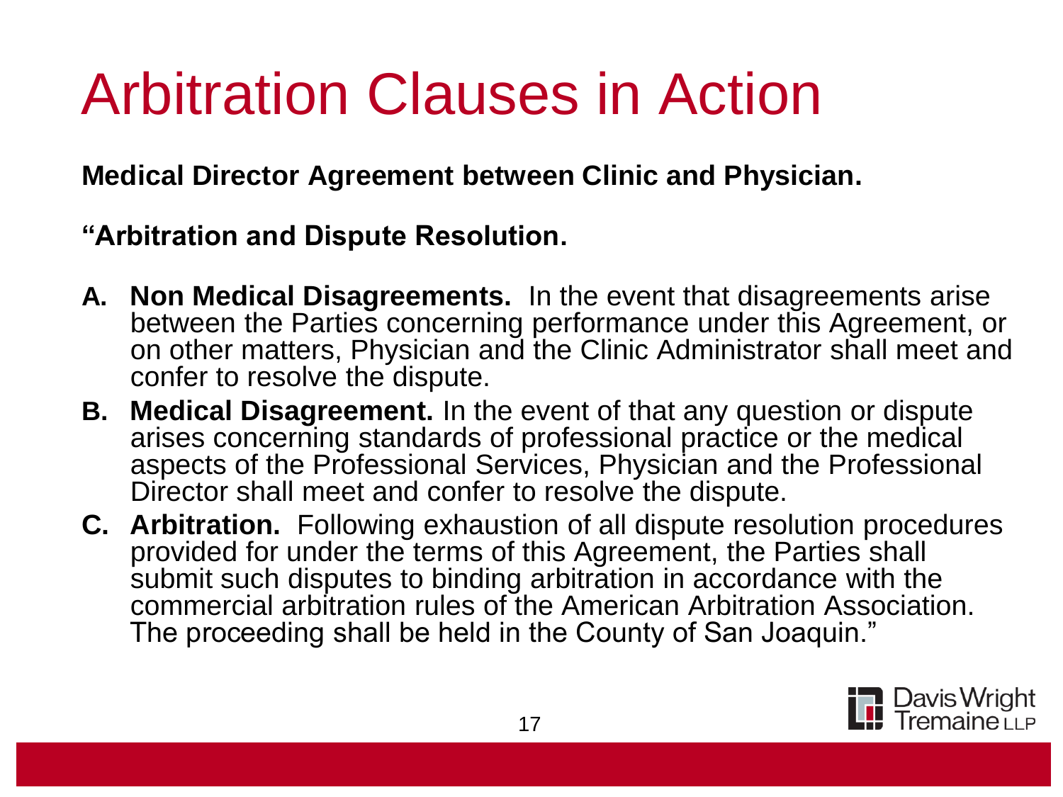# Arbitration Clauses in Action

**Medical Director Agreement between Clinic and Physician.**

**"Arbitration and Dispute Resolution.**

- **A. Non Medical Disagreements.** In the event that disagreements arise between the Parties concerning performance under this Agreement, or on other matters, Physician and the Clinic Administrator shall meet and confer to resolve the dispute.
- **B. Medical Disagreement.** In the event of that any question or dispute arises concerning standards of professional practice or the medical aspects of the Professional Services, Physician and the Professional Director shall meet and confer to resolve the dispute.
- **C. Arbitration.** Following exhaustion of all dispute resolution procedures provided for under the terms of this Agreement, the Parties shall submit such disputes to binding arbitration in accordance with the commercial arbitration rules of the American Arbitration Association. The proceeding shall be held in the County of San Joaquin."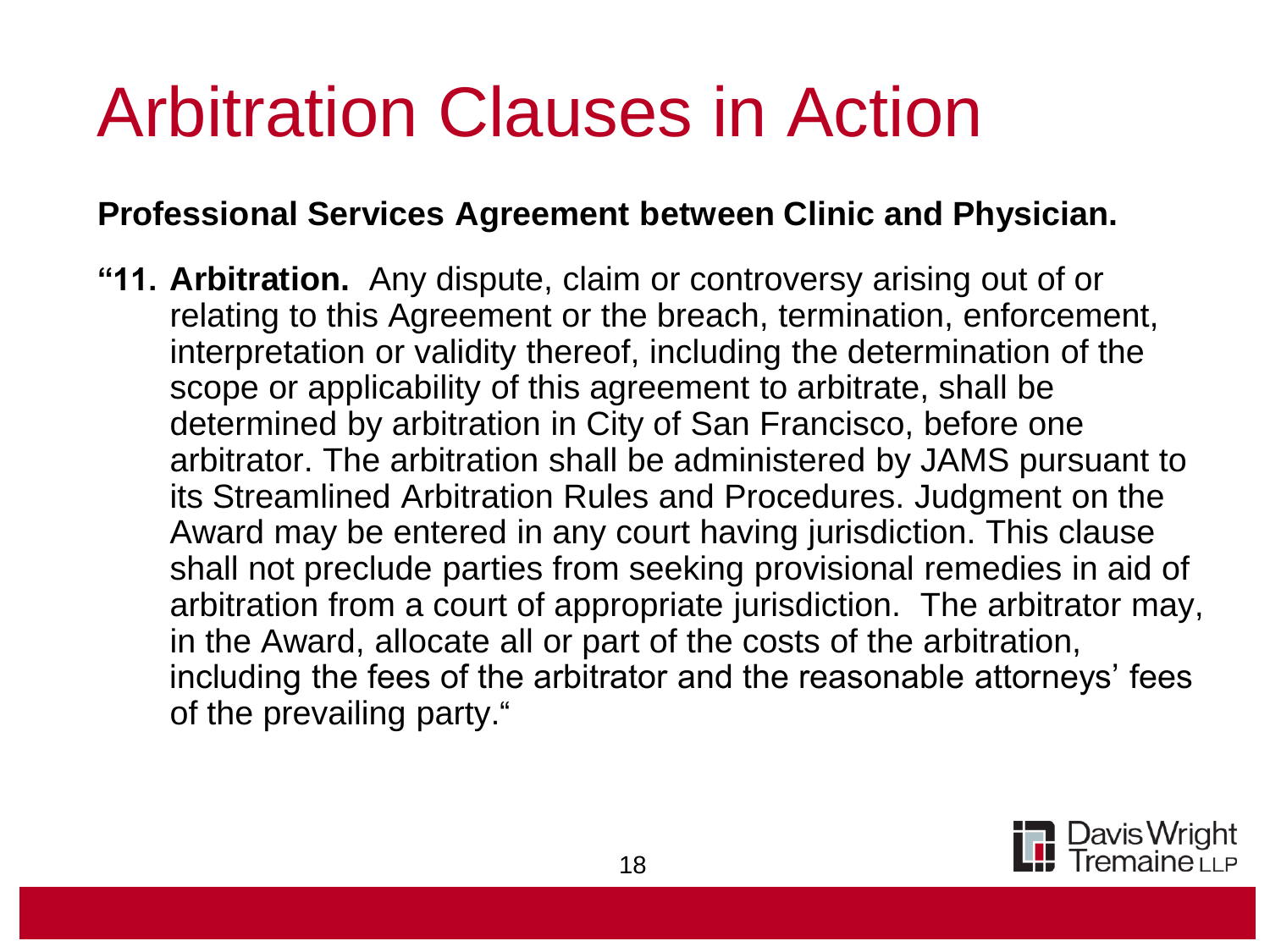# Arbitration Clauses in Action

**Professional Services Agreement between Clinic and Physician.**

**"11. Arbitration.** Any dispute, claim or controversy arising out of or relating to this Agreement or the breach, termination, enforcement, interpretation or validity thereof, including the determination of the scope or applicability of this agreement to arbitrate, shall be determined by arbitration in City of San Francisco, before one arbitrator. The arbitration shall be administered by JAMS pursuant to its Streamlined Arbitration Rules and Procedures. Judgment on the Award may be entered in any court having jurisdiction. This clause shall not preclude parties from seeking provisional remedies in aid of arbitration from a court of appropriate jurisdiction. The arbitrator may, in the Award, allocate all or part of the costs of the arbitration, including the fees of the arbitrator and the reasonable attorneys' fees of the prevailing party."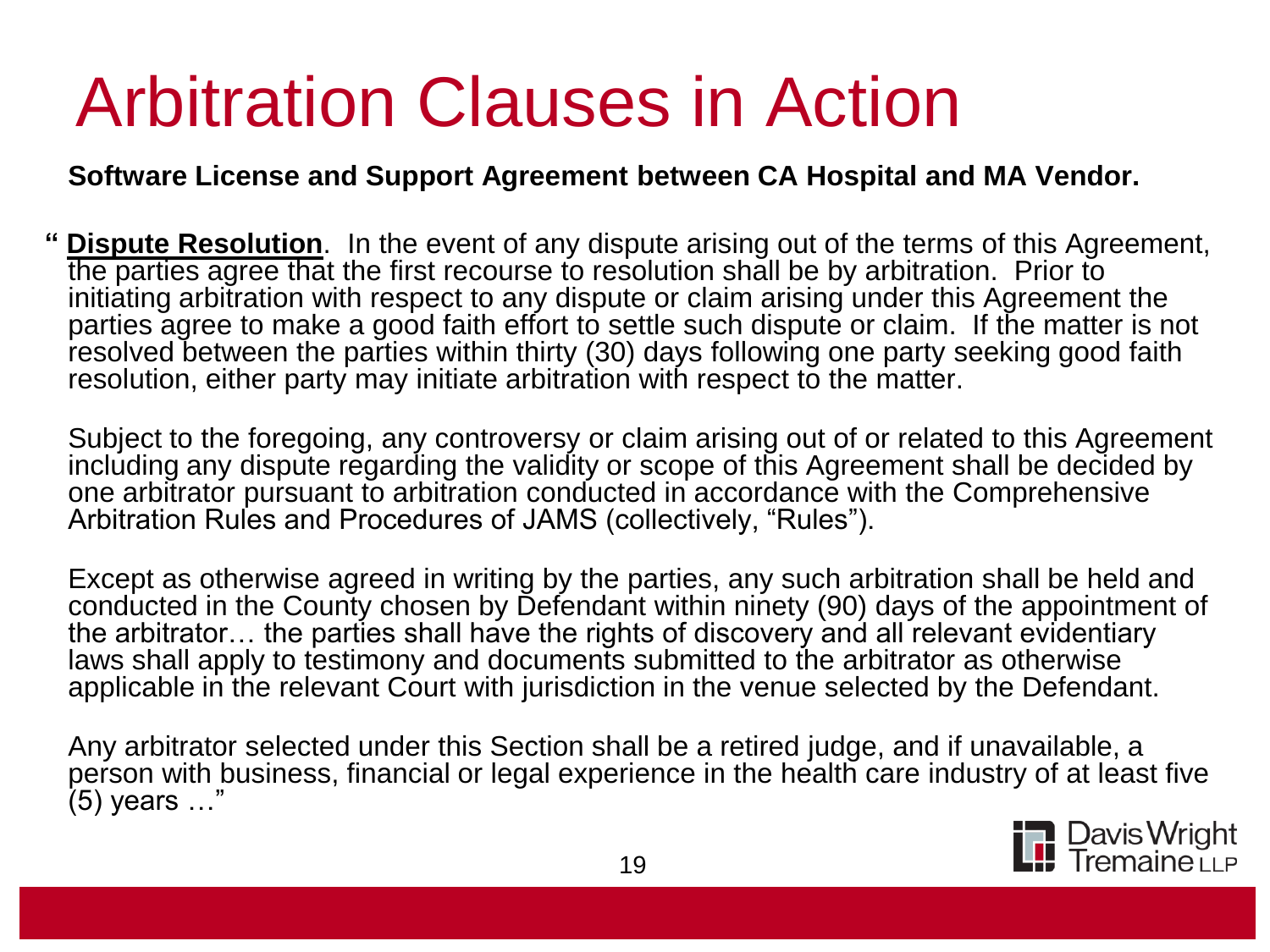# Arbitration Clauses in Action

**Software License and Support Agreement between CA Hospital and MA Vendor.**

" **<u>Dispute Resolution</u>**. In the event of any dispute arising out of the terms of this Agreement, the parties agree that the first recourse to resolution shall be by arbitration. Prior to initiating arbitration with respect to any dispute or claim arising under this Agreement the parties agree to make a good faith effort to settle such dispute or claim. If the matter is not resolved between the parties within thirty (30) days following one party seeking good faith resolution, either party may initiate arbitration with respect to the matter.

Subject to the foregoing, any controversy or claim arising out of or related to this Agreement including any dispute regarding the validity or scope of this Agreement shall be decided by one arbitrator pursuant to arbitration conducted in accordance with the Comprehensive Arbitration Rules and Procedures of JAMS (collectively, "Rules").

Except as otherwise agreed in writing by the parties, any such arbitration shall be held and conducted in the County chosen by Defendant within ninety (90) days of the appointment of the arbitrator… the parties shall have the rights of discovery and all relevant evidentiary laws shall apply to testimony and documents submitted to the arbitrator as otherwise applicable in the relevant Court with jurisdiction in the venue selected by the Defendant.

Any arbitrator selected under this Section shall be a retired judge, and if unavailable, a person with business, financial or legal experience in the health care industry of at least five (5) years …"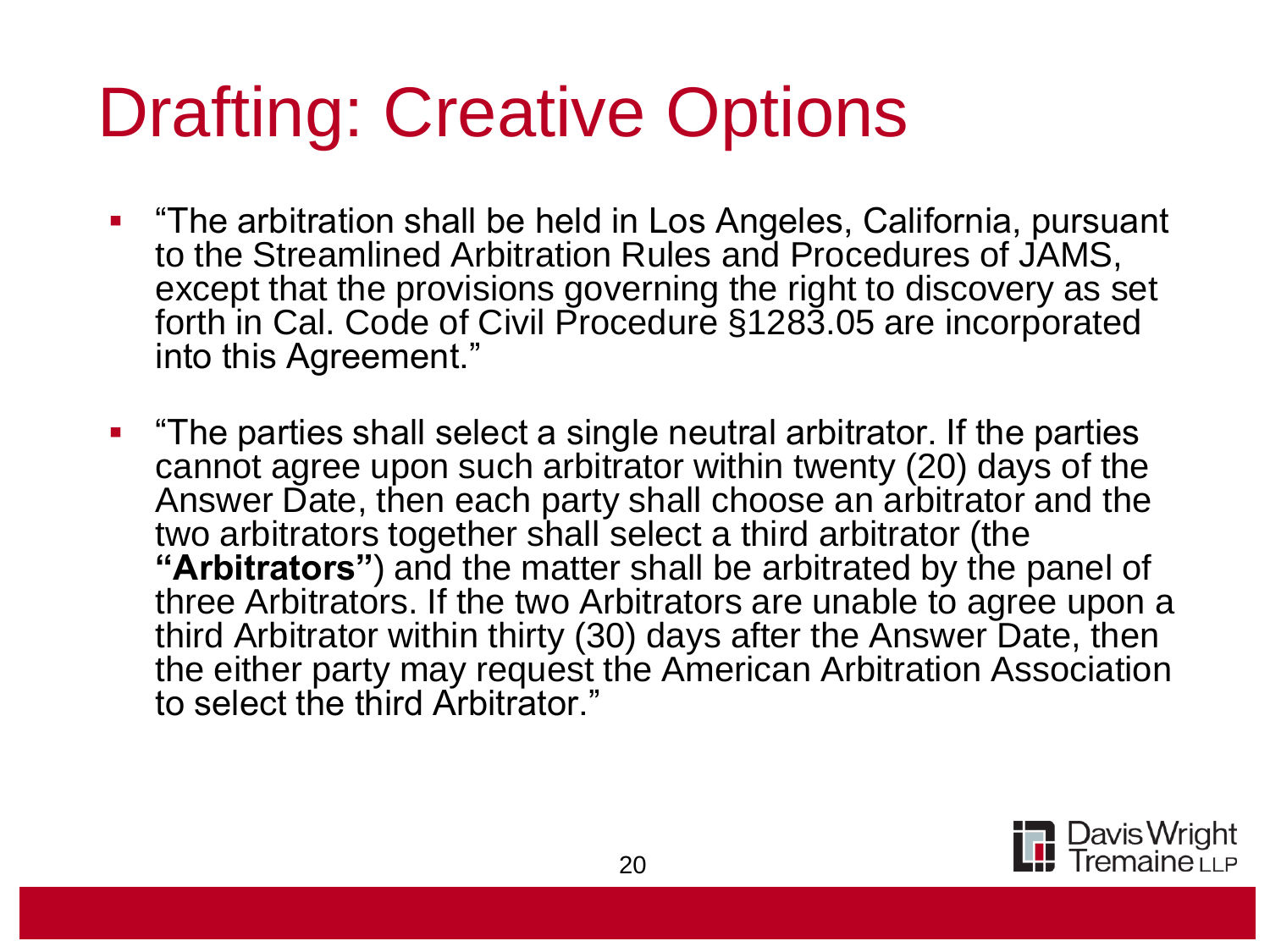# Drafting: Creative Options

- "The arbitration shall be held in Los Angeles, California, pursuant to the Streamlined Arbitration Rules and Procedures of JAMS, except that the provisions governing the right to discovery as set forth in Cal. Code of Civil Procedure §1283.05 are incorporated into this Agreement."
- "The parties shall select a single neutral arbitrator. If the parties cannot agree upon such arbitrator within twenty (20) days of the Answer Date, then each party shall choose an arbitrator and the two arbitrators together shall select a third arbitrator (the **"Arbitrators"**) and the matter shall be arbitrated by the panel of three Arbitrators. If the two Arbitrators are unable to agree upon a third Arbitrator within thirty (30) days after the Answer Date, then the either party may request the American Arbitration Association to select the third Arbitrator."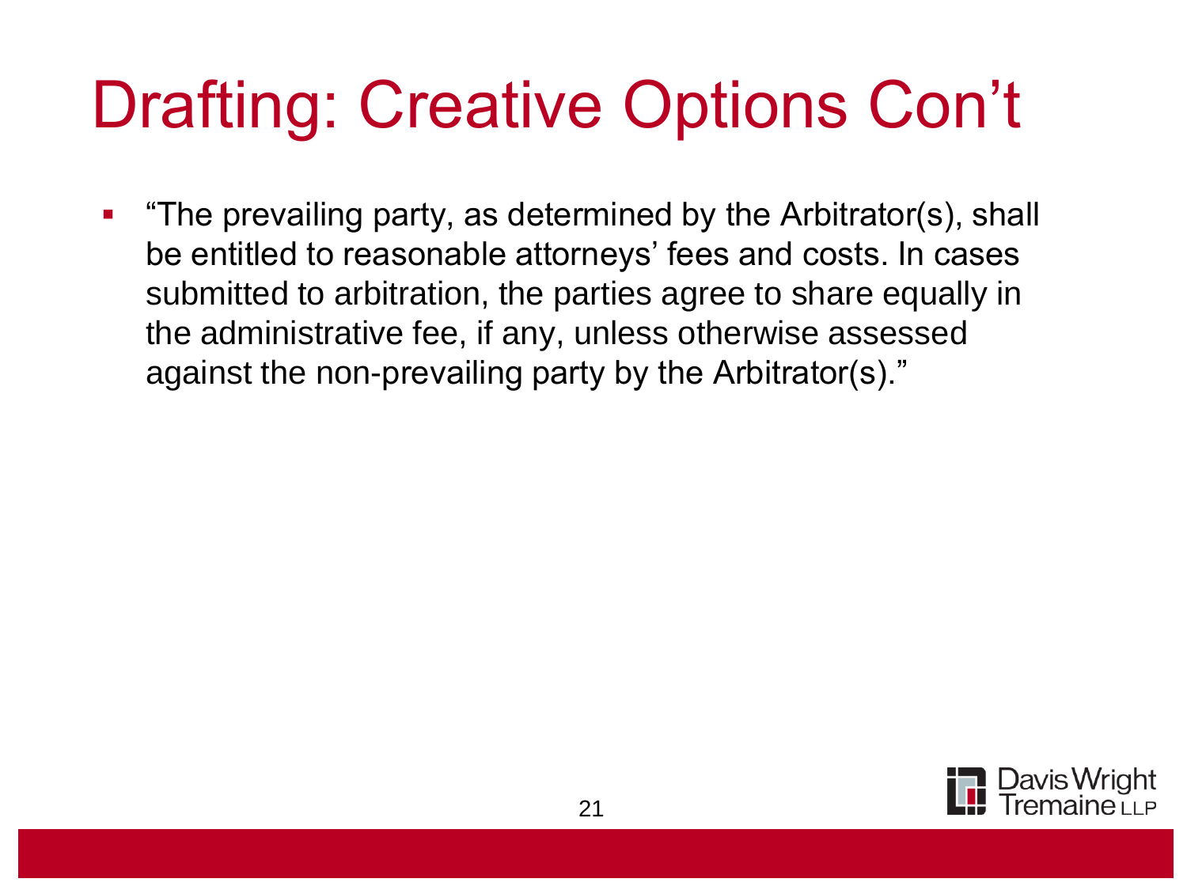# Drafting: Creative Options Con't

- "The prevailing party, as determined by the Arbitrator(s), shall be entitled to reasonable attorneys' fees and costs. In cases submitted to arbitration, the parties agree to share equally in the administrative fee, if any, unless otherwise assessed against the non-prevailing party by the Arbitrator(s)."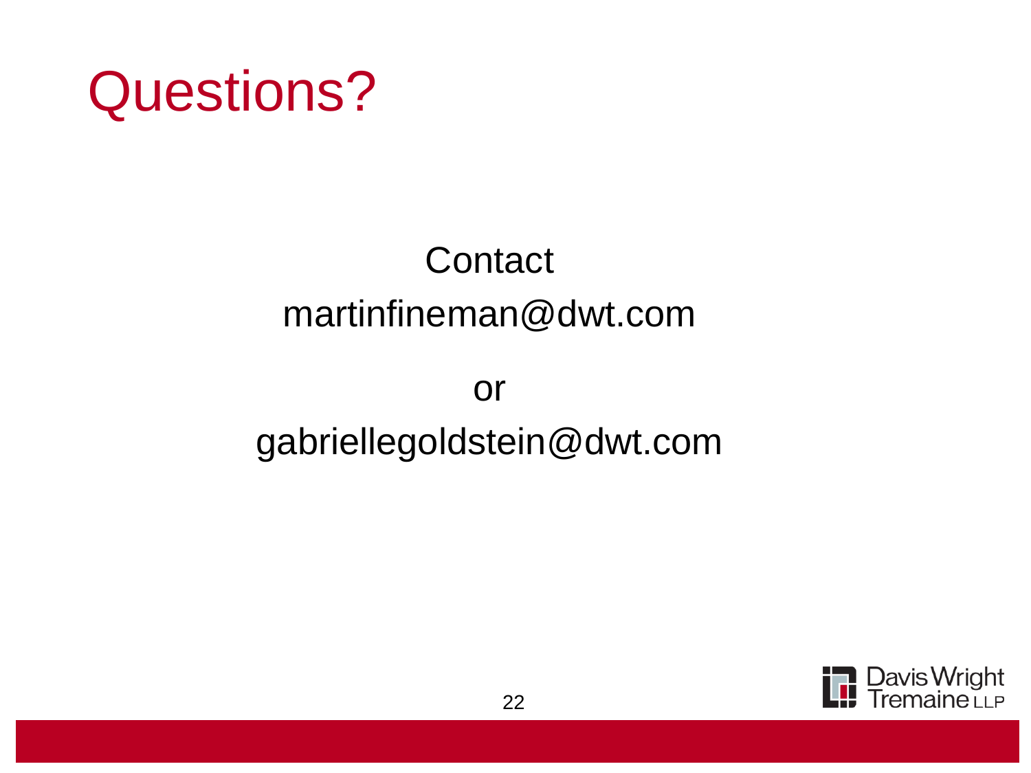# Questions?

Contact

martinfineman@dwt.com

or

gabriellegoldstein@dwt.com

Davis Wright Tremaine LLP